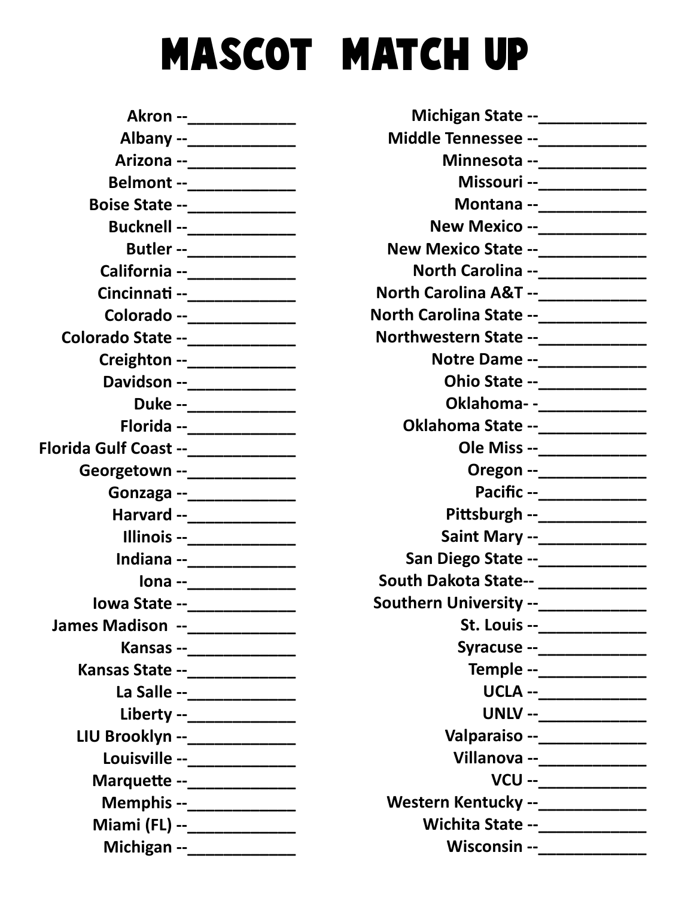# MASCOT MATCH UP

Akron --____________
Albany --____________
Arizona --____________
Belmont --____________
Boise State --____________
Bucknell --____________
Butler --____________
California --____________
Cincinnati --____________
Colorado --____________
Colorado State --____________
Creighton --____________
Davidson --____________
Duke --____________
Florida --____________
Florida Gulf Coast --____________
Georgetown --____________
Gonzaga --____________
Harvard --____________
Illinois --____________
Indiana --____________
Iona --____________
Iowa State --____________
James Madison --____________
Kansas --____________
Kansas State --____________
La Salle --____________
Liberty --____________
LIU Brooklyn --____________
Louisville --____________
Marquette --____________
Memphis --____________
Miami (FL) --____________
Michigan --____________
Michigan State --____________
Middle Tennessee --____________
Minnesota --____________
Missouri --____________
Montana --____________
New Mexico --____________
New Mexico State --____________
North Carolina --____________
North Carolina A&T --____________
North Carolina State --____________
Northwestern State --____________
Notre Dame --____________
Ohio State --____________
Oklahoma- -____________
Oklahoma State --____________
Ole Miss --____________
Oregon --____________
Pacific --____________
Pittsburgh --____________
Saint Mary --____________
San Diego State --____________
South Dakota State-- ____________
Southern University --____________
St. Louis --____________
Syracuse --____________
Temple --____________
UCLA --____________
UNLV --____________
Valparaiso --____________
Villanova --____________
VCU --____________
Western Kentucky --____________
Wichita State --____________
Wisconsin --____________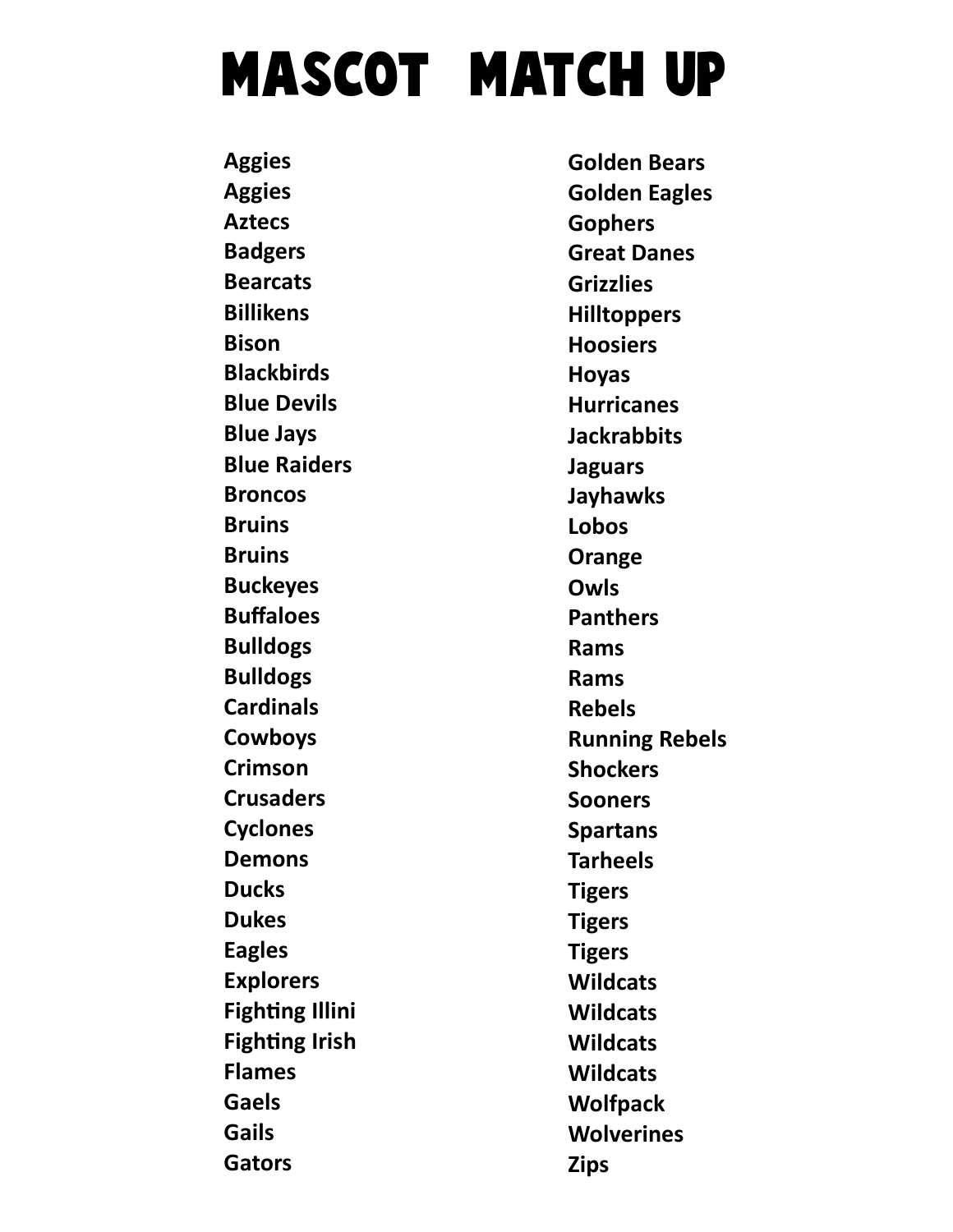# MASCOT MATCH UP

Aggies
Aggies
Aztecs
Badgers
Bearcats
Billikens
Bison
Blackbirds
Blue Devils
Blue Jays
Blue Raiders
Broncos
Bruins
Bruins
Buckeyes
Buffaloes
Bulldogs
Bulldogs
Cardinals
Cowboys
Crimson
Crusaders
Cyclones
Demons
Ducks
Dukes
Eagles
Explorers
Fighting Illini
Fighting Irish
Flames
Gaels
Gails
Gators
Golden Bears
Golden Eagles
Gophers
Great Danes
Grizzlies
Hilltoppers
Hoosiers
Hoyas
Hurricanes
Jackrabbits
Jaguars
Jayhawks
Lobos
Orange
Owls
Panthers
Rams
Rams
Rebels
Running Rebels
Shockers
Sooners
Spartans
Tarheels
Tigers
Tigers
Tigers
Wildcats
Wildcats
Wildcats
Wildcats
Wolfpack
Wolverines
Zips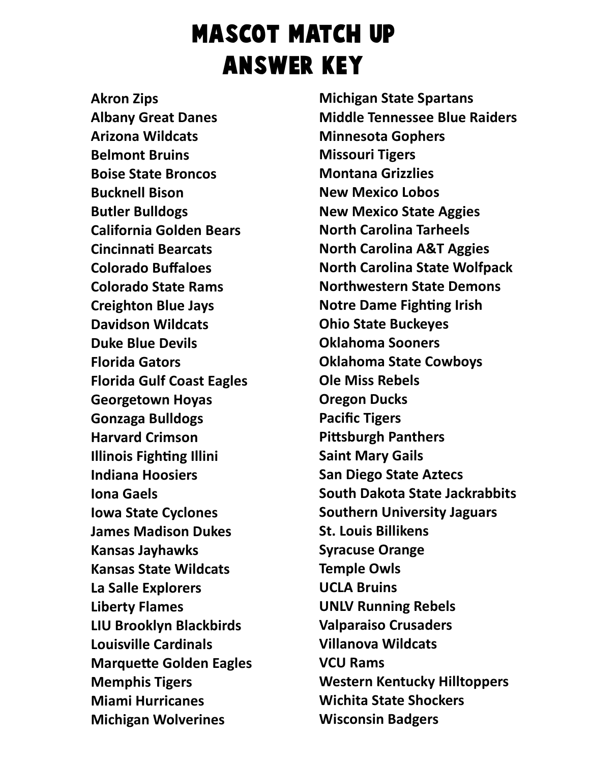# MASCOT MATCH UP
# ANSWER KEY

**Akron Zips**
**Albany Great Danes**
**Arizona Wildcats**
**Belmont Bruins**
**Boise State Broncos**
**Bucknell Bison**
**Butler Bulldogs**
**California Golden Bears**
**Cincinnati Bearcats**
**Colorado Buffaloes**
**Colorado State Rams**
**Creighton Blue Jays**
**Davidson Wildcats**
**Duke Blue Devils**
**Florida Gators**
**Florida Gulf Coast Eagles**
**Georgetown Hoyas**
**Gonzaga Bulldogs**
**Harvard Crimson**
**Illinois Fighting Illini**
**Indiana Hoosiers**
**Iona Gaels**
**Iowa State Cyclones**
**James Madison Dukes**
**Kansas Jayhawks**
**Kansas State Wildcats**
**La Salle Explorers**
**Liberty Flames**
**LIU Brooklyn Blackbirds**
**Louisville Cardinals**
**Marquette Golden Eagles**
**Memphis Tigers**
**Miami Hurricanes**
**Michigan Wolverines**
**Michigan State Spartans**
**Middle Tennessee Blue Raiders**
**Minnesota Gophers**
**Missouri Tigers**
**Montana Grizzlies**
**New Mexico Lobos**
**New Mexico State Aggies**
**North Carolina Tarheels**
**North Carolina A&T Aggies**
**North Carolina State Wolfpack**
**Northwestern State Demons**
**Notre Dame Fighting Irish**
**Ohio State Buckeyes**
**Oklahoma Sooners**
**Oklahoma State Cowboys**
**Ole Miss Rebels**
**Oregon Ducks**
**Pacific Tigers**
**Pittsburgh Panthers**
**Saint Mary Gails**
**San Diego State Aztecs**
**South Dakota State Jackrabbits**
**Southern University Jaguars**
**St. Louis Billikens**
**Syracuse Orange**
**Temple Owls**
**UCLA Bruins**
**UNLV Running Rebels**
**Valparaiso Crusaders**
**Villanova Wildcats**
**VCU Rams**
**Western Kentucky Hilltoppers**
**Wichita State Shockers**
**Wisconsin Badgers**